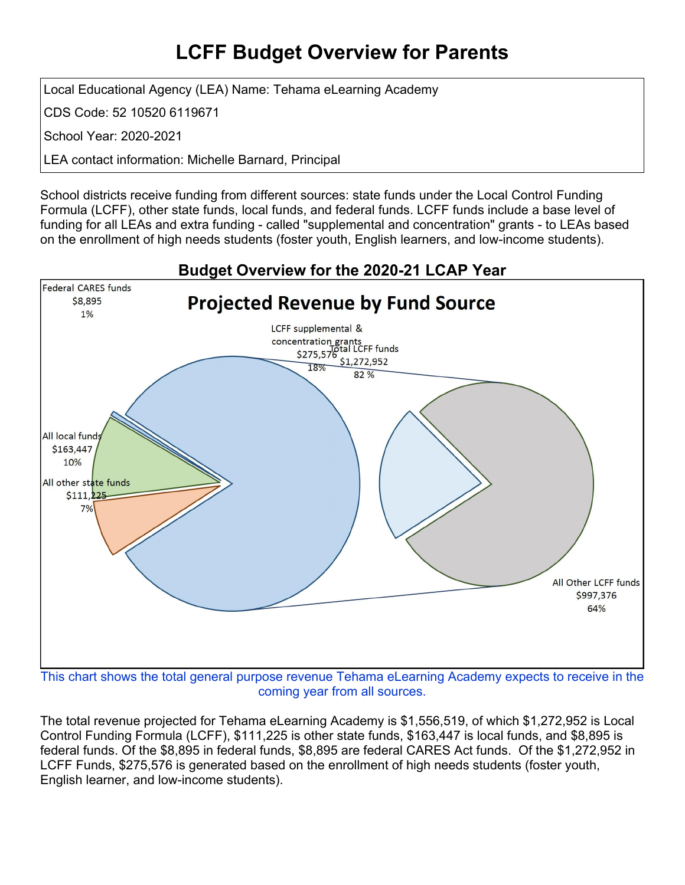# LCFF Budget Overview for Parents

| |
|---|
| Local Educational Agency (LEA) Name: Tehama eLearning Academy |
| CDS Code: 52 10520 6119671 |
| School Year: 2020-2021 |
| LEA contact information: Michelle Barnard, Principal |

School districts receive funding from different sources: state funds under the Local Control Funding Formula (LCFF), other state funds, local funds, and federal funds. LCFF funds include a base level of funding for all LEAs and extra funding - called "supplemental and concentration" grants - to LEAs based on the enrollment of high needs students (foster youth, English learners, and low-income students).

## Budget Overview for the 2020-21 LCAP Year

**Projected Revenue by Fund Source**

- Federal CARES funds: $8,895 (1%)
- All local funds: $163,447 (10%)
- All other state funds: $111,225 (7%)
- Total LCFF funds: $1,272,952 (82 %)
  - LCFF supplemental & concentration grants: $275,576 (18%)
  - All Other LCFF funds: $997,376 (64%)

This chart shows the total general purpose revenue Tehama eLearning Academy expects to receive in the coming year from all sources.

The total revenue projected for Tehama eLearning Academy is $1,556,519, of which $1,272,952 is Local Control Funding Formula (LCFF), $111,225 is other state funds, $163,447 is local funds, and $8,895 is federal funds. Of the $8,895 in federal funds, $8,895 are federal CARES Act funds. Of the $1,272,952 in LCFF Funds, $275,576 is generated based on the enrollment of high needs students (foster youth, English learner, and low-income students).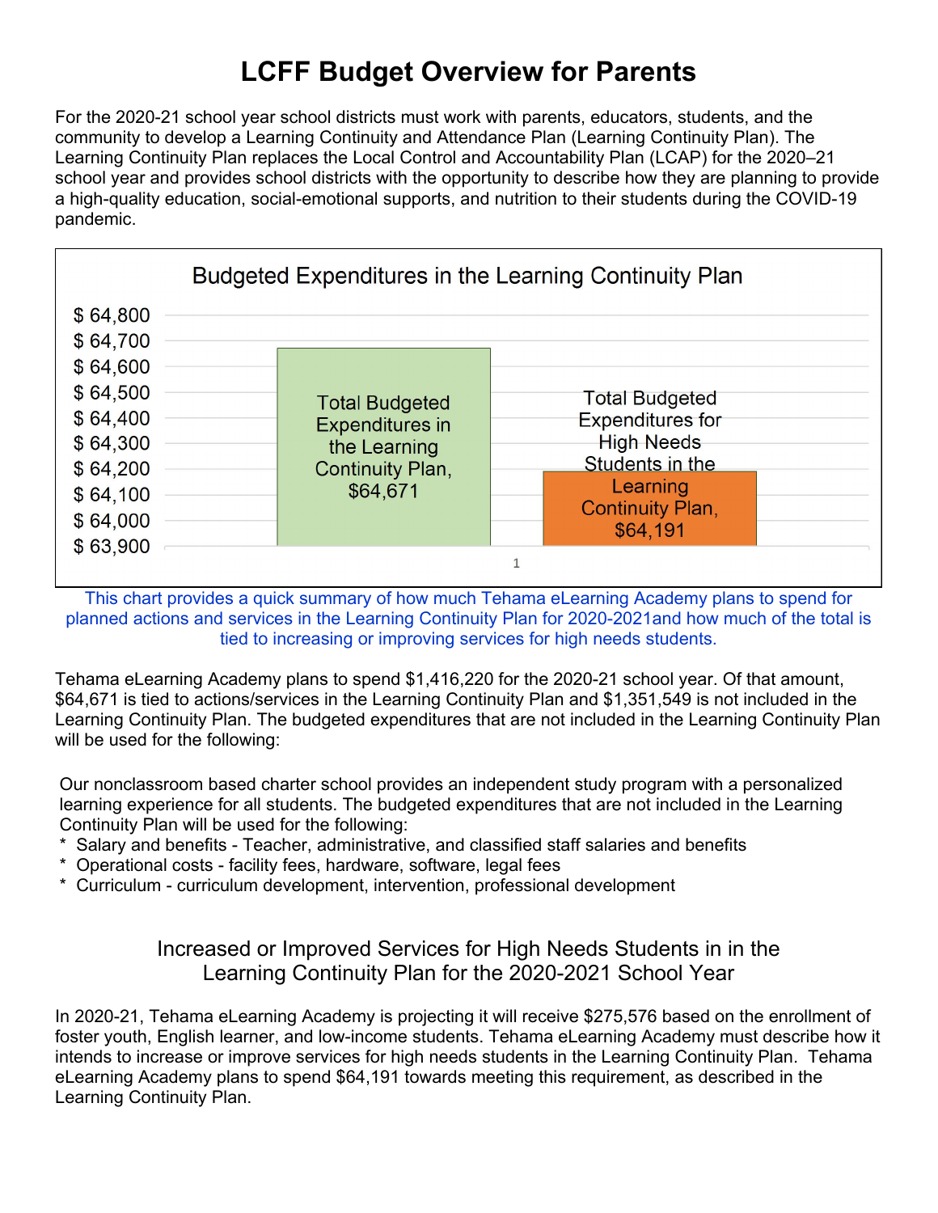# LCFF Budget Overview for Parents

For the 2020-21 school year school districts must work with parents, educators, students, and the community to develop a Learning Continuity and Attendance Plan (Learning Continuity Plan). The Learning Continuity Plan replaces the Local Control and Accountability Plan (LCAP) for the 2020–21 school year and provides school districts with the opportunity to describe how they are planning to provide a high-quality education, social-emotional supports, and nutrition to their students during the COVID-19 pandemic.

**Budgeted Expenditures in the Learning Continuity Plan**

| Category | Amount |
|---|---|
| Total Budgeted Expenditures in the Learning Continuity Plan | $64,671 |
| Total Budgeted Expenditures for High Needs Students in the Learning Continuity Plan | $64,191 |

This chart provides a quick summary of how much Tehama eLearning Academy plans to spend for planned actions and services in the Learning Continuity Plan for 2020-2021and how much of the total is tied to increasing or improving services for high needs students.

Tehama eLearning Academy plans to spend $1,416,220 for the 2020-21 school year. Of that amount, $64,671 is tied to actions/services in the Learning Continuity Plan and $1,351,549 is not included in the Learning Continuity Plan. The budgeted expenditures that are not included in the Learning Continuity Plan will be used for the following:

Our nonclassroom based charter school provides an independent study program with a personalized learning experience for all students. The budgeted expenditures that are not included in the Learning Continuity Plan will be used for the following:

* Salary and benefits - Teacher, administrative, and classified staff salaries and benefits
* Operational costs - facility fees, hardware, software, legal fees
* Curriculum - curriculum development, intervention, professional development

## Increased or Improved Services for High Needs Students in in the Learning Continuity Plan for the 2020-2021 School Year

In 2020-21, Tehama eLearning Academy is projecting it will receive $275,576 based on the enrollment of foster youth, English learner, and low-income students. Tehama eLearning Academy must describe how it intends to increase or improve services for high needs students in the Learning Continuity Plan. Tehama eLearning Academy plans to spend $64,191 towards meeting this requirement, as described in the Learning Continuity Plan.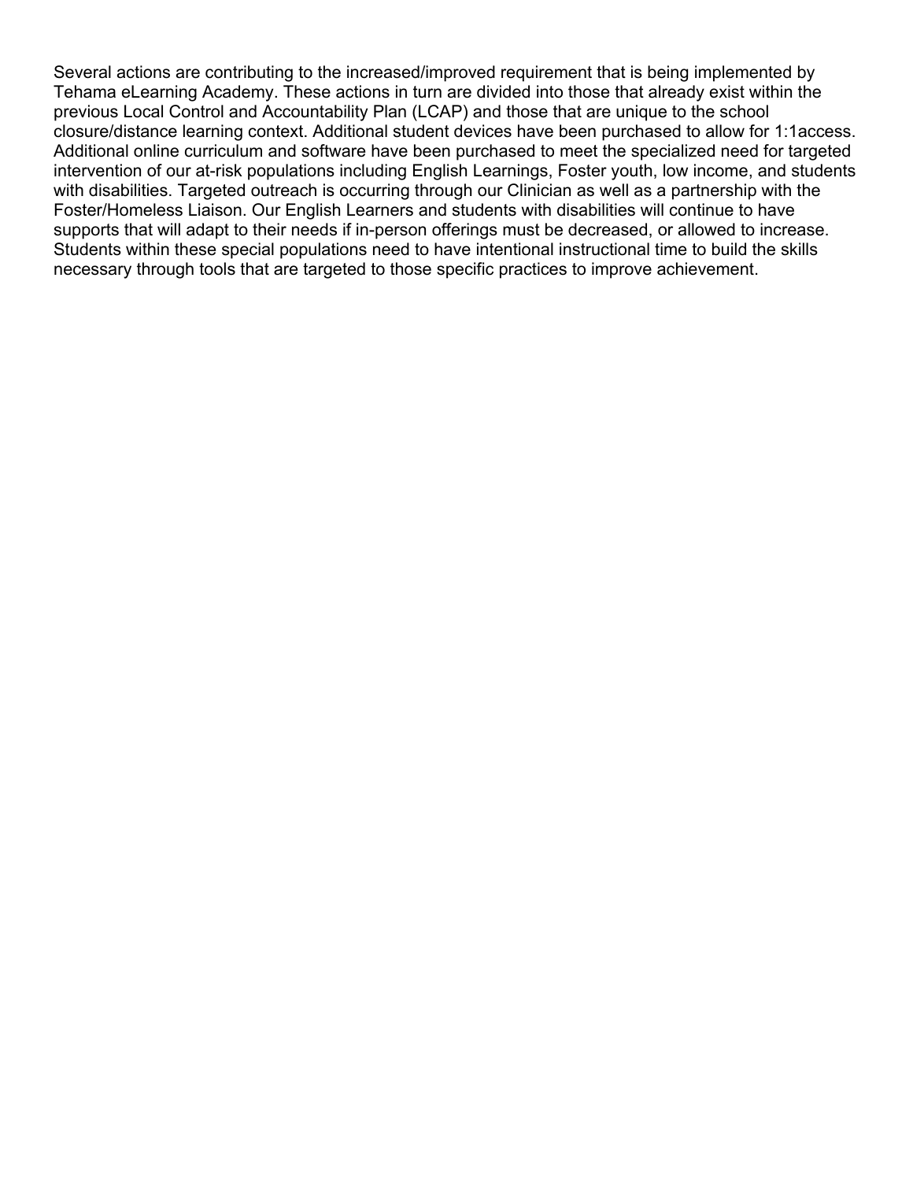Several actions are contributing to the increased/improved requirement that is being implemented by Tehama eLearning Academy. These actions in turn are divided into those that already exist within the previous Local Control and Accountability Plan (LCAP) and those that are unique to the school closure/distance learning context. Additional student devices have been purchased to allow for 1:1access. Additional online curriculum and software have been purchased to meet the specialized need for targeted intervention of our at-risk populations including English Learnings, Foster youth, low income, and students with disabilities. Targeted outreach is occurring through our Clinician as well as a partnership with the Foster/Homeless Liaison. Our English Learners and students with disabilities will continue to have supports that will adapt to their needs if in-person offerings must be decreased, or allowed to increase. Students within these special populations need to have intentional instructional time to build the skills necessary through tools that are targeted to those specific practices to improve achievement.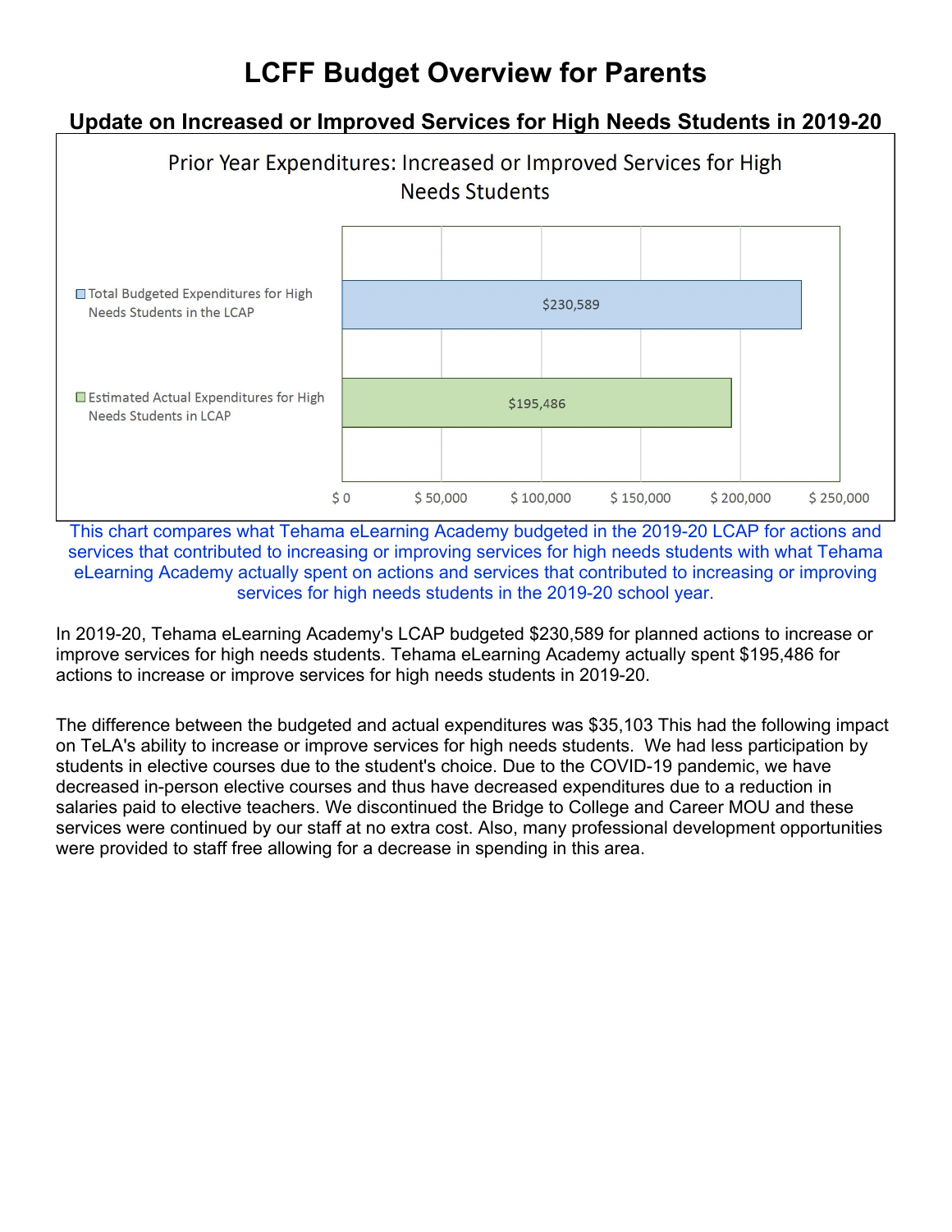# LCFF Budget Overview for Parents

## Update on Increased or Improved Services for High Needs Students in 2019-20

Prior Year Expenditures: Increased or Improved Services for High Needs Students

Total Budgeted Expenditures for High Needs Students in the LCAP

Estimated Actual Expenditures for High Needs Students in LCAP

$230,589

$195,486

$ 0

$ 50,000

$ 100,000

$ 150,000

$ 200,000

$ 250,000

This chart compares what Tehama eLearning Academy budgeted in the 2019-20 LCAP for actions and services that contributed to increasing or improving services for high needs students with what Tehama eLearning Academy actually spent on actions and services that contributed to increasing or improving services for high needs students in the 2019-20 school year.

In 2019-20, Tehama eLearning Academy's LCAP budgeted $230,589 for planned actions to increase or improve services for high needs students. Tehama eLearning Academy actually spent $195,486 for actions to increase or improve services for high needs students in 2019-20.

The difference between the budgeted and actual expenditures was $35,103 This had the following impact on TeLA's ability to increase or improve services for high needs students. We had less participation by students in elective courses due to the student's choice. Due to the COVID-19 pandemic, we have decreased in-person elective courses and thus have decreased expenditures due to a reduction in salaries paid to elective teachers. We discontinued the Bridge to College and Career MOU and these services were continued by our staff at no extra cost. Also, many professional development opportunities were provided to staff free allowing for a decrease in spending in this area.